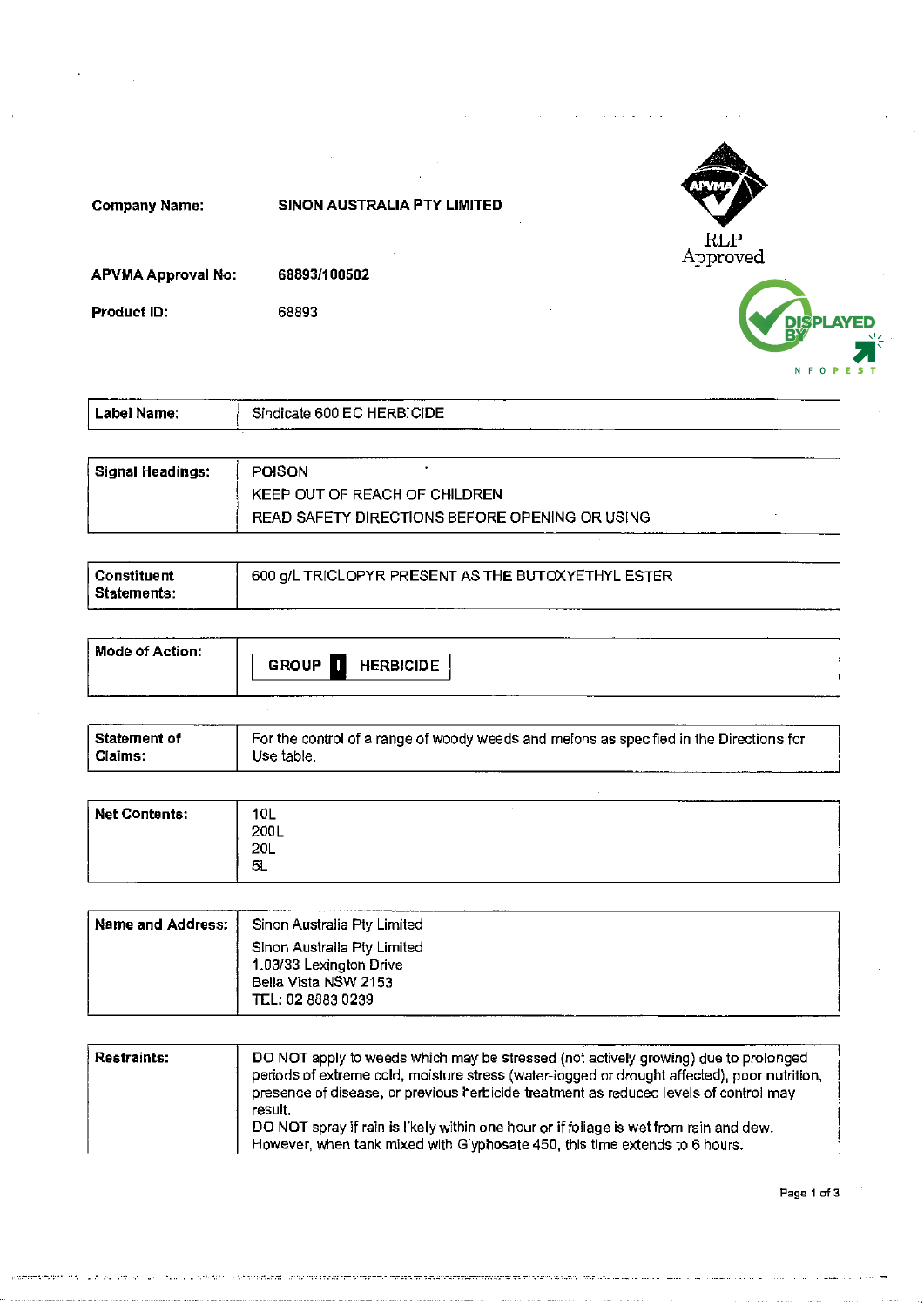**Company Name:** SINON AUSTRALIA PTY LIMITED

RLP Approved

**APVMA Approval No:** 68893/100502

**Product ID:** 68893

| | |
|---|---|
| **Label Name:** | Sindicate 600 EC HERBICIDE |

| | |
|---|---|
| **Signal Headings:** | POISON<br>KEEP OUT OF REACH OF CHILDREN<br>READ SAFETY DIRECTIONS BEFORE OPENING OR USING |

| | |
|---|---|
| **Constituent Statements:** | 600 g/L TRICLOPYR PRESENT AS THE BUTOXYETHYL ESTER |

| | |
|---|---|
| **Mode of Action:** | GROUP I HERBICIDE |

| | |
|---|---|
| **Statement of Claims:** | For the control of a range of woody weeds and melons as specified in the Directions for Use table. |

| | |
|---|---|
| **Net Contents:** | 10L<br>200L<br>20L<br>5L |

| | |
|---|---|
| **Name and Address:** | Sinon Australia Pty Limited<br>Sinon Australia Pty Limited<br>1.03/33 Lexington Drive<br>Bella Vista NSW 2153<br>TEL: 02 8883 0239 |

| | |
|---|---|
| **Restraints:** | DO NOT apply to weeds which may be stressed (not actively growing) due to prolonged periods of extreme cold, moisture stress (water-logged or drought affected), poor nutrition, presence of disease, or previous herbicide treatment as reduced levels of control may result.<br>DO NOT spray if rain is likely within one hour or if foliage is wet from rain and dew. However, when tank mixed with Glyphosate 450, this time extends to 6 hours. |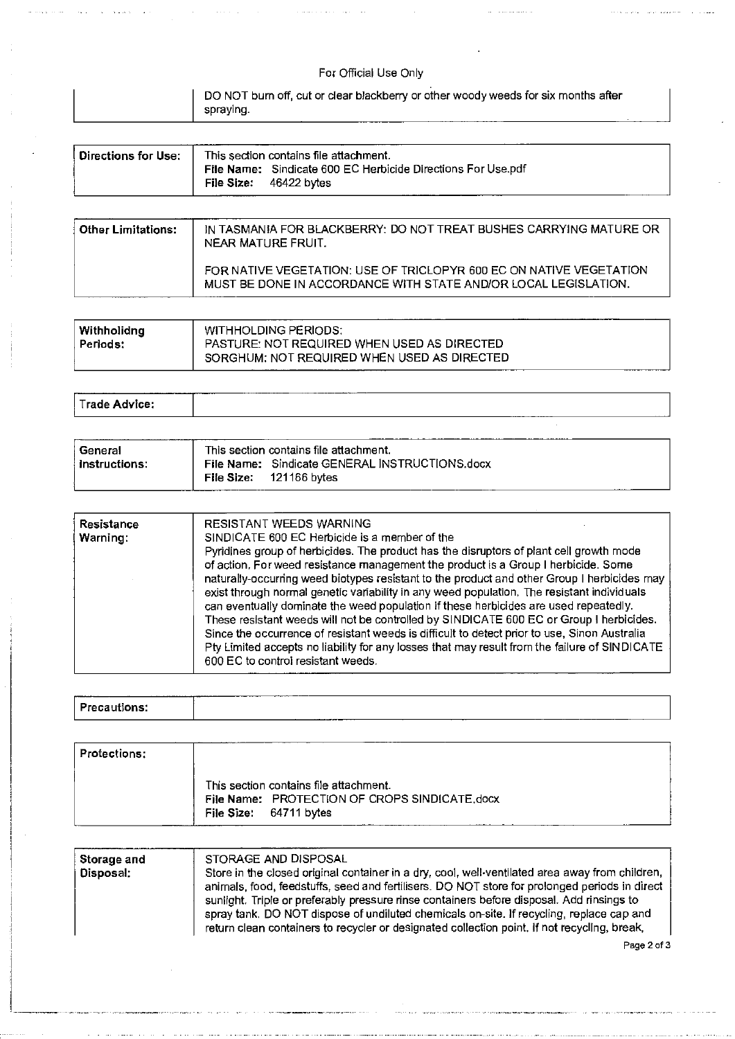For Official Use Only

| | |
|---|---|
| | DO NOT burn off, cut or clear blackberry or other woody weeds for six months after spraying. |

| | |
|---|---|
| **Directions for Use:** | This section contains file attachment.<br>**File Name:** Sindicate 600 EC Herbicide Directions For Use.pdf<br>**File Size:** 46422 bytes |

| | |
|---|---|
| **Other Limitations:** | IN TASMANIA FOR BLACKBERRY: DO NOT TREAT BUSHES CARRYING MATURE OR NEAR MATURE FRUIT.<br><br>FOR NATIVE VEGETATION: USE OF TRICLOPYR 600 EC ON NATIVE VEGETATION MUST BE DONE IN ACCORDANCE WITH STATE AND/OR LOCAL LEGISLATION. |

| | |
|---|---|
| **Withholidng Periods:** | WITHHOLDING PERIODS:<br>PASTURE: NOT REQUIRED WHEN USED AS DIRECTED<br>SORGHUM: NOT REQUIRED WHEN USED AS DIRECTED |

| | |
|---|---|
| **Trade Advice:** | |

| | |
|---|---|
| **General Instructions:** | This section contains file attachment.<br>**File Name:** Sindicate GENERAL INSTRUCTIONS.docx<br>**File Size:** 121166 bytes |

| | |
|---|---|
| **Resistance Warning:** | RESISTANT WEEDS WARNING<br>SINDICATE 600 EC Herbicide is a member of the Pyridines group of herbicides. The product has the disruptors of plant cell growth mode of action. For weed resistance management the product is a Group I herbicide. Some naturally-occurring weed biotypes resistant to the product and other Group I herbicides may exist through normal genetic variability in any weed population. The resistant individuals can eventually dominate the weed population if these herbicides are used repeatedly. These resistant weeds will not be controlled by SINDICATE 600 EC or Group I herbicides. Since the occurrence of resistant weeds is difficult to detect prior to use, Sinon Australia Pty Limited accepts no liability for any losses that may result from the failure of SINDICATE 600 EC to control resistant weeds. |

| | |
|---|---|
| **Precautions:** | |

| | |
|---|---|
| **Protections:** | This section contains file attachment.<br>**File Name:** PROTECTION OF CROPS SINDICATE.docx<br>**File Size:** 64711 bytes |

| | |
|---|---|
| **Storage and Disposal:** | STORAGE AND DISPOSAL<br>Store in the closed original container in a dry, cool, well-ventilated area away from children, animals, food, feedstuffs, seed and fertilisers. DO NOT store for prolonged periods in direct sunlight. Triple or preferably pressure rinse containers before disposal. Add rinsings to spray tank. DO NOT dispose of undiluted chemicals on-site. If recycling, replace cap and return clean containers to recycler or designated collection point. If not recycling, break, |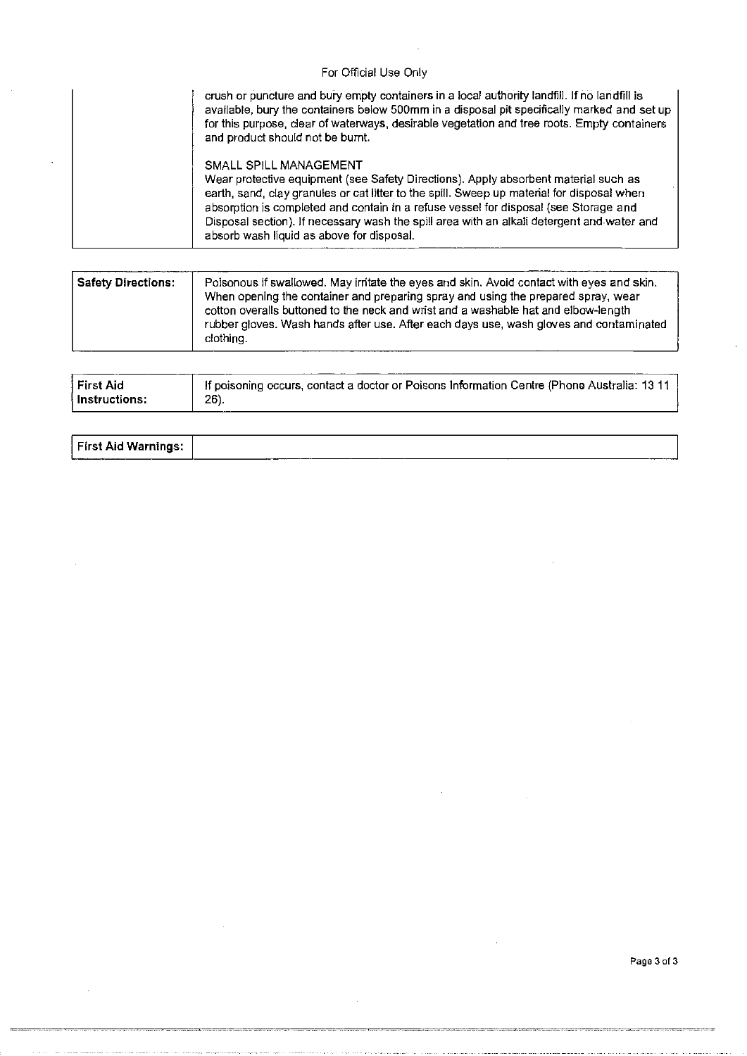| | |
|---|---|
| | crush or puncture and bury empty containers in a local authority landfill. If no landfill is available, bury the containers below 500mm in a disposal pit specifically marked and set up for this purpose, clear of waterways, desirable vegetation and tree roots. Empty containers and product should not be burnt.<br><br>SMALL SPILL MANAGEMENT<br>Wear protective equipment (see Safety Directions). Apply absorbent material such as earth, sand, clay granules or cat litter to the spill. Sweep up material for disposal when absorption is completed and contain in a refuse vessel for disposal (see Storage and Disposal section). If necessary wash the spill area with an alkali detergent and water and absorb wash liquid as above for disposal. |

| | |
|---|---|
| **Safety Directions:** | Poisonous if swallowed. May irritate the eyes and skin. Avoid contact with eyes and skin. When opening the container and preparing spray and using the prepared spray, wear cotton overalls buttoned to the neck and wrist and a washable hat and elbow-length rubber gloves. Wash hands after use. After each days use, wash gloves and contaminated clothing. |

| | |
|---|---|
| **First Aid Instructions:** | If poisoning occurs, contact a doctor or Poisons Information Centre (Phone Australia: 13 11 26). |

| | |
|---|---|
| **First Aid Warnings:** | |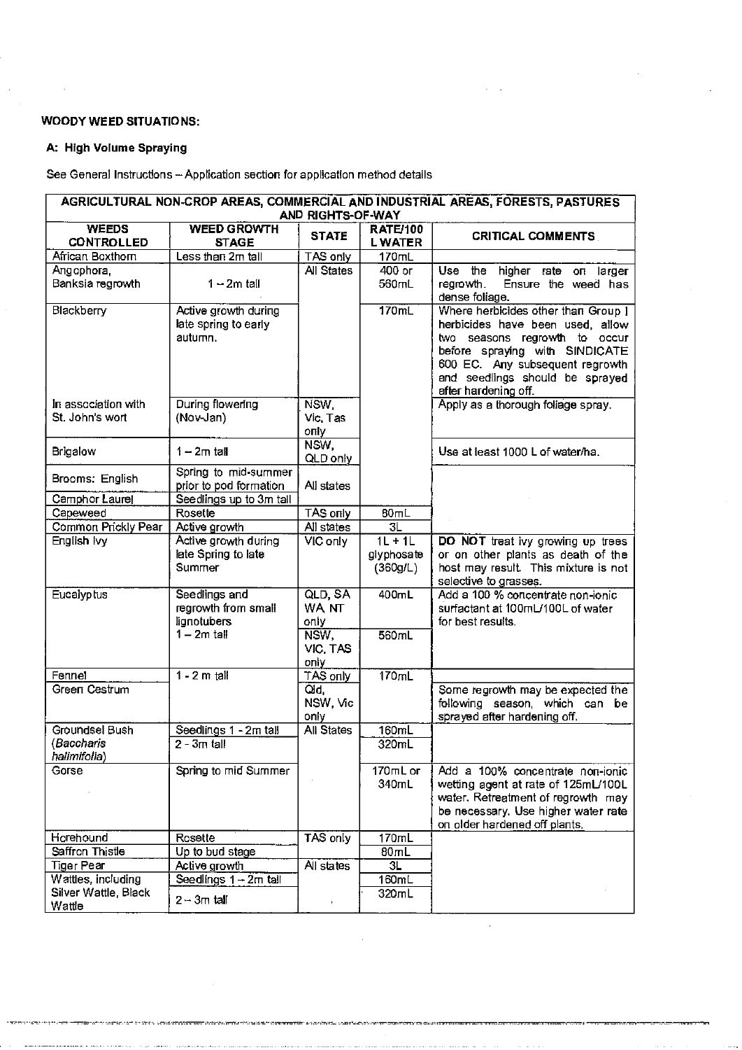**WOODY WEED SITUATIONS:**

**A: High Volume Spraying**

See General Instructions – Application section for application method details

| AGRICULTURAL NON-CROP AREAS, COMMERCIAL AND INDUSTRIAL AREAS, FORESTS, PASTURES AND RIGHTS-OF-WAY | | | | |
|---|---|---|---|---|
| **WEEDS CONTROLLED** | **WEED GROWTH STAGE** | **STATE** | **RATE/100 L WATER** | **CRITICAL COMMENTS** |
| African Boxthorn | Less than 2m tall | TAS only | 170mL | |
| Angophora, Banksia regrowth | 1 – 2m tall | All States | 400 or 560mL | Use the higher rate on larger regrowth. Ensure the weed has dense foliage. |
| Blackberry | Active growth during late spring to early autumn. | | 170mL | Where herbicides other than Group I herbicides have been used, allow two seasons regrowth to occur before spraying with SINDICATE 600 EC. Any subsequent regrowth and seedlings should be sprayed after hardening off. |
| In association with St. John's wort | During flowering (Nov-Jan) | NSW, Vic, Tas only | | Apply as a thorough foliage spray. |
| Brigalow | 1 – 2m tall | NSW, QLD only | | Use at least 1000 L of water/ha. |
| Brooms: English | Spring to mid-summer prior to pod formation | All states | | |
| Camphor Laurel | Seedlings up to 3m tall | | | |
| Capeweed | Rosette | TAS only | 80mL | |
| Common Prickly Pear | Active growth | All states | 3L | |
| English Ivy | Active growth during late Spring to late Summer | VIC only | 1L + 1L glyphosate (360g/L) | **DO NOT** treat ivy growing up trees or on other plants as death of the host may result. This mixture is not selective to grasses. |
| Eucalyptus | Seedlings and regrowth from small lignotubers 1 – 2m tall | QLD, SA WA, NT only | 400mL | Add a 100 % concentrate non-ionic surfactant at 100mL/100L of water for best results. |
| | | NSW, VIC, TAS only | 560mL | |
| Fennel | 1 - 2 m tall | TAS only | 170mL | |
| Green Cestrum | | Qld, NSW, Vic only | | Some regrowth may be expected the following season, which can be sprayed after hardening off. |
| Groundsel Bush (*Baccharis halimifolia*) | Seedlings 1 - 2m tall | All States | 160mL | |
| | 2 - 3m tall | | 320mL | |
| Gorse | Spring to mid Summer | | 170mL or 340mL | Add a 100% concentrate non-ionic wetting agent at rate of 125mL/100L water. Retreatment of regrowth may be necessary. Use higher water rate on older hardened off plants. |
| Horehound | Rosette | TAS only | 170mL | |
| Saffron Thistle | Up to bud stage | | 80mL | |
| Tiger Pear | Active growth | All states | 3L | |
| Wattles, including Silver Wattle, Black Wattle | Seedlings 1 – 2m tall | | 160mL | |
| | 2 – 3m tall | | 320mL | |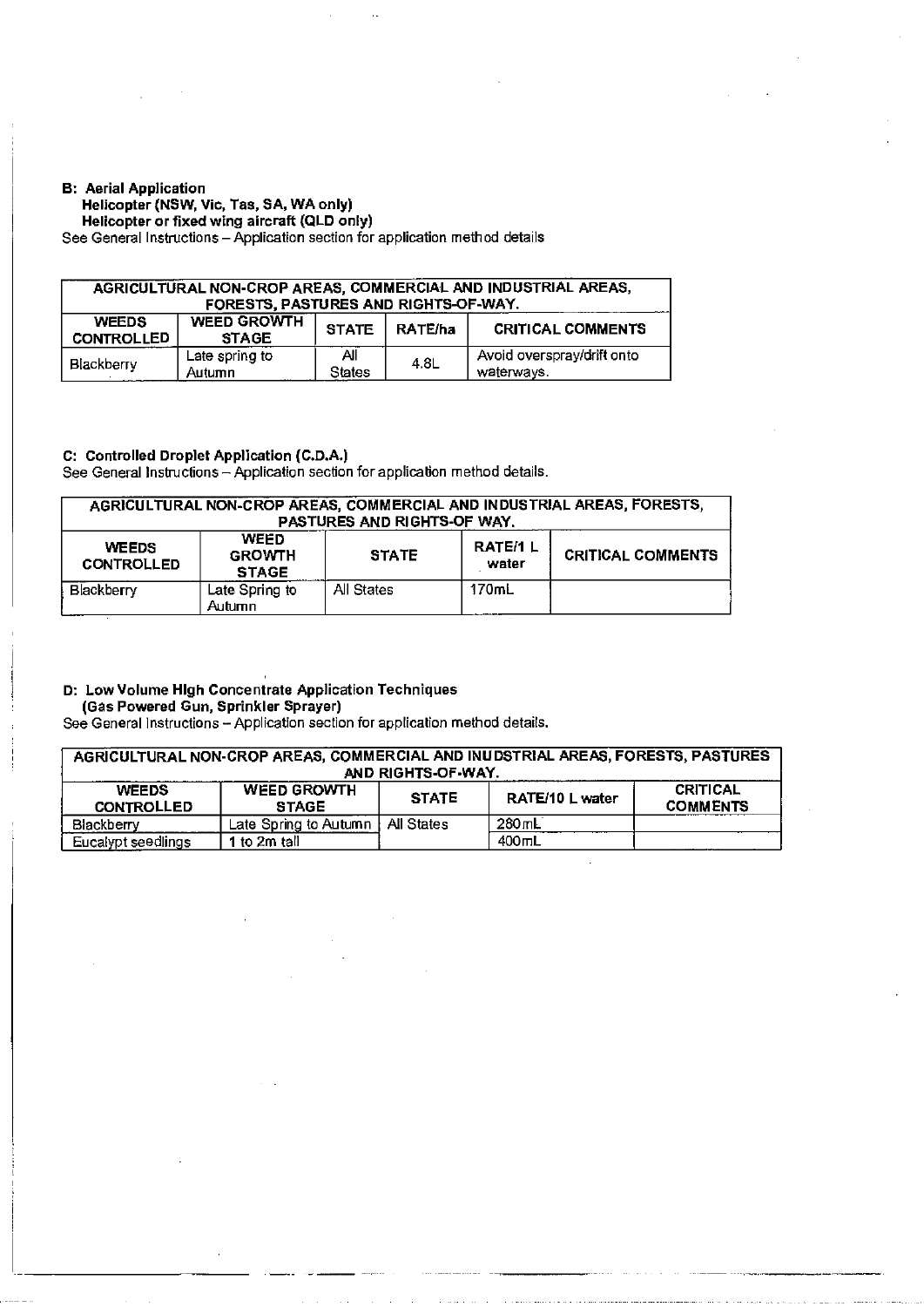**B: Aerial Application**
**Helicopter (NSW, Vic, Tas, SA, WA only)**
**Helicopter or fixed wing aircraft (QLD only)**
See General Instructions – Application section for application method details

| AGRICULTURAL NON-CROP AREAS, COMMERCIAL AND INDUSTRIAL AREAS, FORESTS, PASTURES AND RIGHTS-OF-WAY. | | | | |
|---|---|---|---|---|
| **WEEDS CONTROLLED** | **WEED GROWTH STAGE** | **STATE** | **RATE/ha** | **CRITICAL COMMENTS** |
| Blackberry | Late spring to Autumn | All States | 4.8L | Avoid overspray/drift onto waterways. |

**C: Controlled Droplet Application (C.D.A.)**
See General Instructions – Application section for application method details.

| AGRICULTURAL NON-CROP AREAS, COMMERCIAL AND INDUSTRIAL AREAS, FORESTS, PASTURES AND RIGHTS-OF WAY. | | | | |
|---|---|---|---|---|
| **WEEDS CONTROLLED** | **WEED GROWTH STAGE** | **STATE** | **RATE/1 L water** | **CRITICAL COMMENTS** |
| Blackberry | Late Spring to Autumn | All States | 170mL | |

**D: Low Volume High Concentrate Application Techniques**
**(Gas Powered Gun, Sprinkler Sprayer)**
See General Instructions – Application section for application method details.

| AGRICULTURAL NON-CROP AREAS, COMMERCIAL AND INUDSTRIAL AREAS, FORESTS, PASTURES AND RIGHTS-OF-WAY. | | | | |
|---|---|---|---|---|
| **WEEDS CONTROLLED** | **WEED GROWTH STAGE** | **STATE** | **RATE/10 L water** | **CRITICAL COMMENTS** |
| Blackberry | Late Spring to Autumn | All States | 280mL | |
| Eucalypt seedlings | 1 to 2m tall | | 400mL | |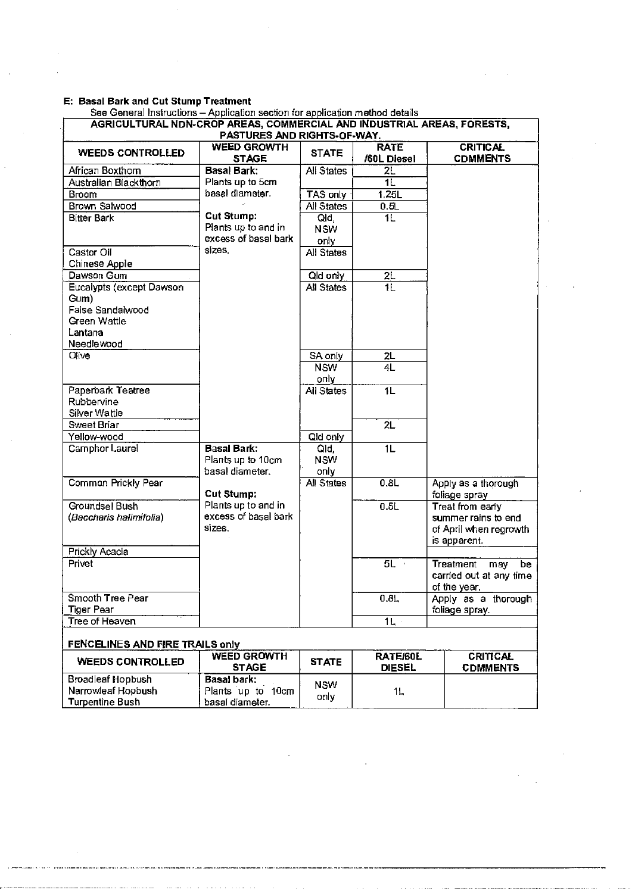**E: Basal Bark and Cut Stump Treatment**

See General Instructions – Application section for application method details

| AGRICULTURAL NON-CROP AREAS, COMMERCIAL AND INDUSTRIAL AREAS, FORESTS, PASTURES AND RIGHTS-OF-WAY. | | | | |
|---|---|---|---|---|
| **WEEDS CONTROLLED** | **WEED GROWTH STAGE** | **STATE** | **RATE /60L Diesel** | **CRITICAL COMMENTS** |
| African Boxthorn | **Basal Bark:** Plants up to 5cm basal diameter. **Cut Stump:** Plants up to and in excess of basal bark sizes. | All States | 2L | |
| Australian Blackthorn | | | 1L | |
| Broom | | TAS only | 1.25L | |
| Brown Salwood | | All States | 0.5L | |
| Bitter Bark | | Qld, NSW only | 1L | |
| Castor Oil<br>Chinese Apple | | All States | | |
| Dawson Gum | | Qld only | 2L | |
| Eucalypts (except Dawson Gum)<br>False Sandalwood<br>Green Wattle<br>Lantana<br>Needlewood | | All States | 1L | |
| Olive | | SA only | 2L | |
| | | NSW only | 4L | |
| Paperbark Teatree<br>Rubbervine<br>Silver Wattle | | All States | 1L | |
| Sweet Briar | | | 2L | |
| Yellow-wood | | Qld only | | |
| Camphor Laurel | **Basal Bark:** Plants up to 10cm basal diameter. **Cut Stump:** Plants up to and in excess of basal bark sizes. | Qld, NSW only | 1L | |
| Common Prickly Pear | | All States | 0.8L | Apply as a thorough foliage spray |
| Groundsel Bush (*Baccharis halimifolia*) | | | 0.5L | Treat from early summer rains to end of April when regrowth is apparent. |
| Prickly Acacia | | | | |
| Privet | | | 5L | Treatment may be carried out at any time of the year. |
| Smooth Tree Pear<br>Tiger Pear | | | 0.8L | Apply as a thorough foliage spray. |
| Tree of Heaven | | | 1L | |

**FENCELINES AND FIRE TRAILS only**

| WEEDS CONTROLLED | WEED GROWTH STAGE | STATE | RATE/60L DIESEL | CRITICAL COMMENTS |
|---|---|---|---|---|
| Broadleaf Hopbush<br>Narrowleaf Hopbush<br>Turpentine Bush | **Basal bark:** Plants up to 10cm basal diameter. | NSW only | 1L | |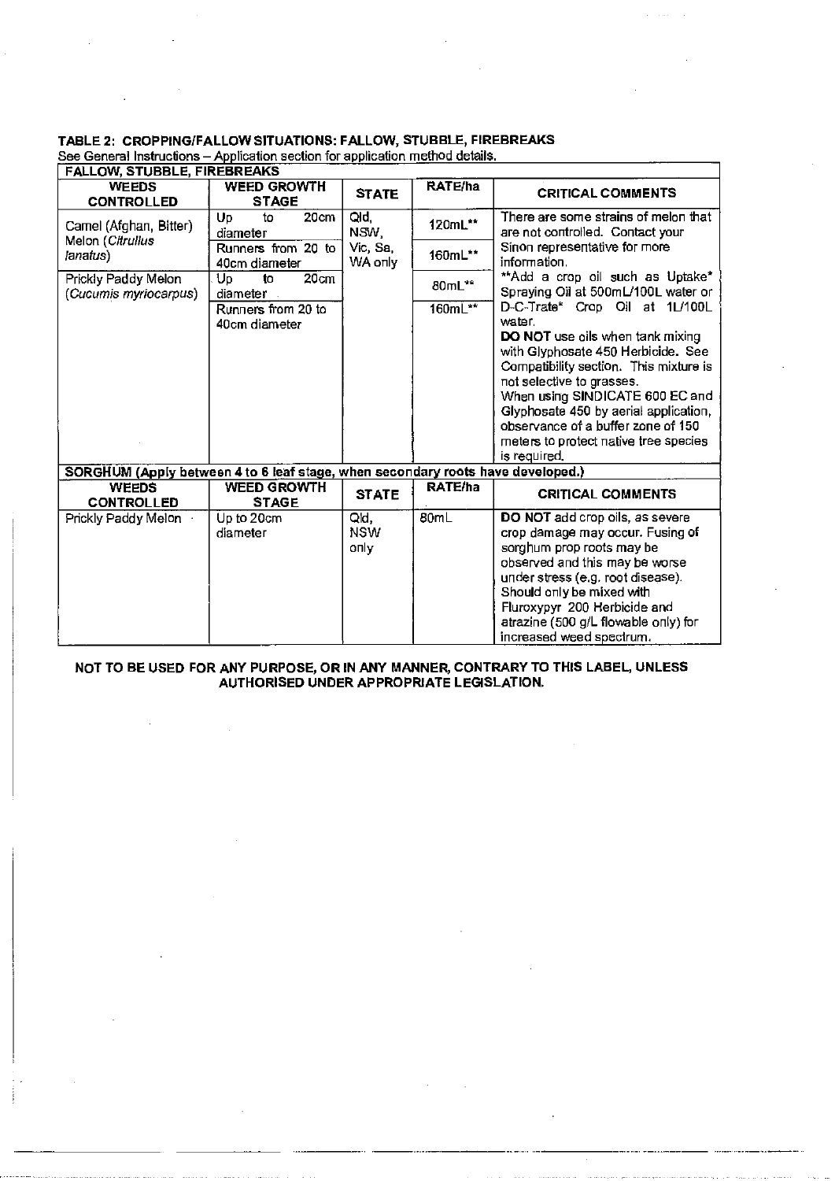## TABLE 2: CROPPING/FALLOW SITUATIONS: FALLOW, STUBBLE, FIREBREAKS

See General Instructions – Application section for application method details.

| FALLOW, STUBBLE, FIREBREAKS | | | | |
|---|---|---|---|---|
| **WEEDS CONTROLLED** | **WEED GROWTH STAGE** | **STATE** | **RATE/ha** | **CRITICAL COMMENTS** |
| Camel (Afghan, Bitter) Melon (*Citrullus lanatus*) | Up to 20cm diameter | Qld, NSW, Vic, Sa, WA only | 120mL** | There are some strains of melon that are not controlled. Contact your Sinon representative for more information.<br>**Add a crop oil such as Uptake* Spraying Oil at 500mL/100L water or D-C-Trate* Crop Oil at 1L/100L water.<br>**DO NOT** use oils when tank mixing with Glyphosate 450 Herbicide. See Compatibility section. This mixture is not selective to grasses.<br>When using SINDICATE 600 EC and Glyphosate 450 by aerial application, observance of a buffer zone of 150 meters to protect native tree species is required. |
| | Runners from 20 to 40cm diameter | | 160mL** | |
| Prickly Paddy Melon (*Cucumis myriocarpus*) | Up to 20cm diameter | | 80mL** | |
| | Runners from 20 to 40cm diameter | | 160mL** | |
| **SORGHUM (Apply between 4 to 6 leaf stage, when secondary roots have developed.)** | | | | |
| **WEEDS CONTROLLED** | **WEED GROWTH STAGE** | **STATE** | **RATE/ha** | **CRITICAL COMMENTS** |
| Prickly Paddy Melon | Up to 20cm diameter | Qld, NSW only | 80mL | **DO NOT** add crop oils, as severe crop damage may occur. Fusing of sorghum prop roots may be observed and this may be worse under stress (e.g. root disease). Should only be mixed with Fluroxypyr 200 Herbicide and atrazine (500 g/L flowable only) for increased weed spectrum. |

**NOT TO BE USED FOR ANY PURPOSE, OR IN ANY MANNER, CONTRARY TO THIS LABEL, UNLESS AUTHORISED UNDER APPROPRIATE LEGISLATION.**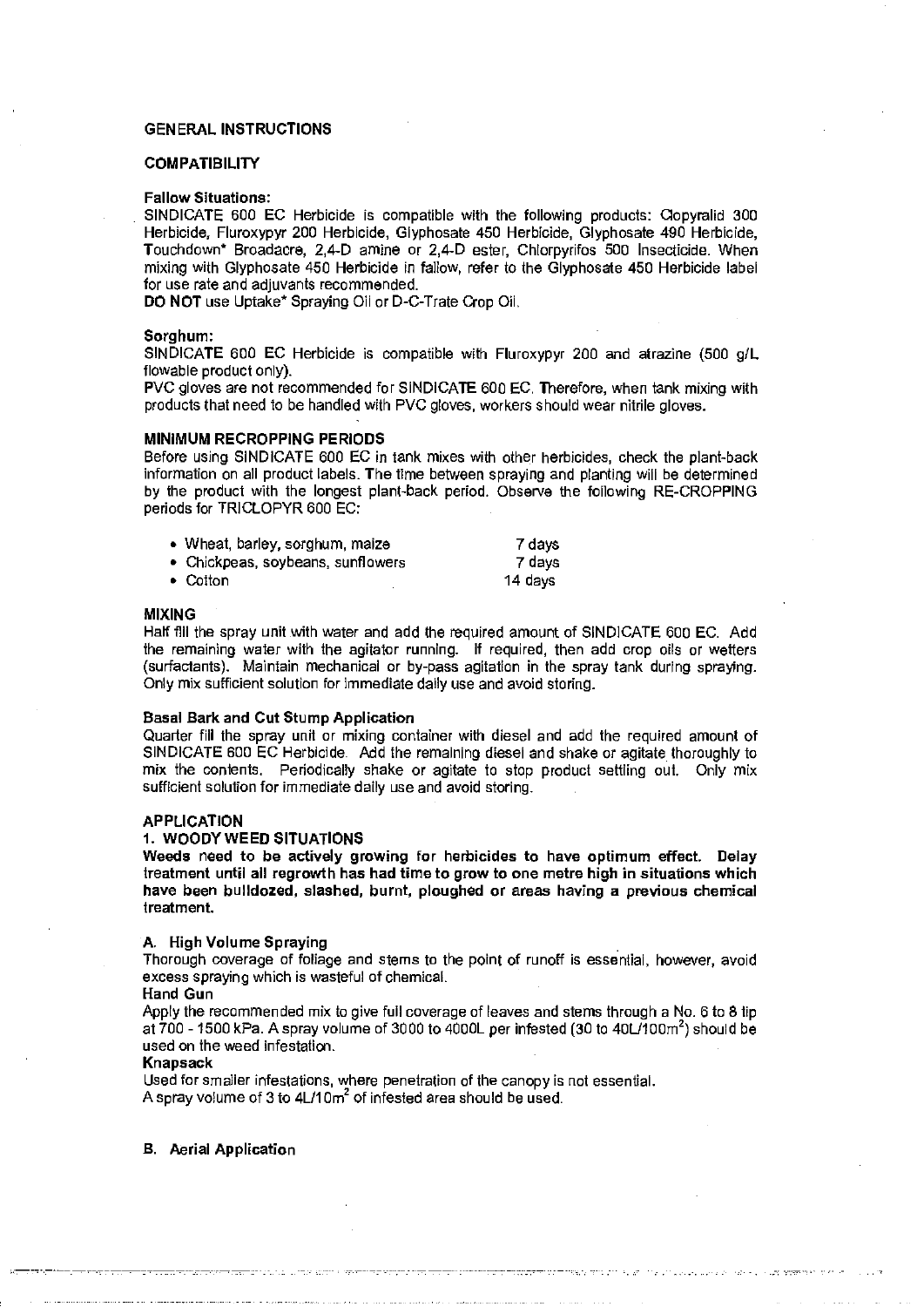## GENERAL INSTRUCTIONS

### COMPATIBILITY

**Fallow Situations:**

SINDICATE 600 EC Herbicide is compatible with the following products: Clopyralid 300 Herbicide, Fluroxypyr 200 Herbicide, Glyphosate 450 Herbicide, Glyphosate 490 Herbicide, Touchdown* Broadacre, 2,4-D amine or 2,4-D ester, Chlorpyrifos 500 Insecticide. When mixing with Glyphosate 450 Herbicide in fallow, refer to the Glyphosate 450 Herbicide label for use rate and adjuvants recommended.

**DO NOT** use Uptake* Spraying Oil or D-C-Trate Crop Oil.

**Sorghum:**

SINDICATE 600 EC Herbicide is compatible with Fluroxypyr 200 and atrazine (500 g/L flowable product only).

PVC gloves are not recommended for SINDICATE 600 EC. Therefore, when tank mixing with products that need to be handled with PVC gloves, workers should wear nitrile gloves.

### MINIMUM RECROPPING PERIODS

Before using SINDICATE 600 EC in tank mixes with other herbicides, check the plant-back information on all product labels. The time between spraying and planting will be determined by the product with the longest plant-back period. Observe the following RE-CROPPING periods for TRICLOPYR 600 EC:

| | |
|---|---|
| • Wheat, barley, sorghum, maize | 7 days |
| • Chickpeas, soybeans, sunflowers | 7 days |
| • Cotton | 14 days |

### MIXING

Half fill the spray unit with water and add the required amount of SINDICATE 600 EC. Add the remaining water with the agitator running. If required, then add crop oils or wetters (surfactants). Maintain mechanical or by-pass agitation in the spray tank during spraying. Only mix sufficient solution for immediate daily use and avoid storing.

**Basal Bark and Cut Stump Application**

Quarter fill the spray unit or mixing container with diesel and add the required amount of SINDICATE 600 EC Herbicide. Add the remaining diesel and shake or agitate thoroughly to mix the contents. Periodically shake or agitate to stop product settling out. Only mix sufficient solution for immediate daily use and avoid storing.

### APPLICATION

#### 1. WOODY WEED SITUATIONS

**Weeds need to be actively growing for herbicides to have optimum effect. Delay treatment until all regrowth has had time to grow to one metre high in situations which have been bulldozed, slashed, burnt, ploughed or areas having a previous chemical treatment.**

A. High Volume Spraying

Thorough coverage of foliage and stems to the point of runoff is essential, however, avoid excess spraying which is wasteful of chemical.

**Hand Gun**

Apply the recommended mix to give full coverage of leaves and stems through a No. 6 to 8 tip at 700 - 1500 kPa. A spray volume of 3000 to 4000L per infested (30 to 40L/100m$^2$) should be used on the weed infestation.

**Knapsack**

Used for smaller infestations, where penetration of the canopy is not essential.

A spray volume of 3 to 4L/10m$^2$ of infested area should be used.

B. Aerial Application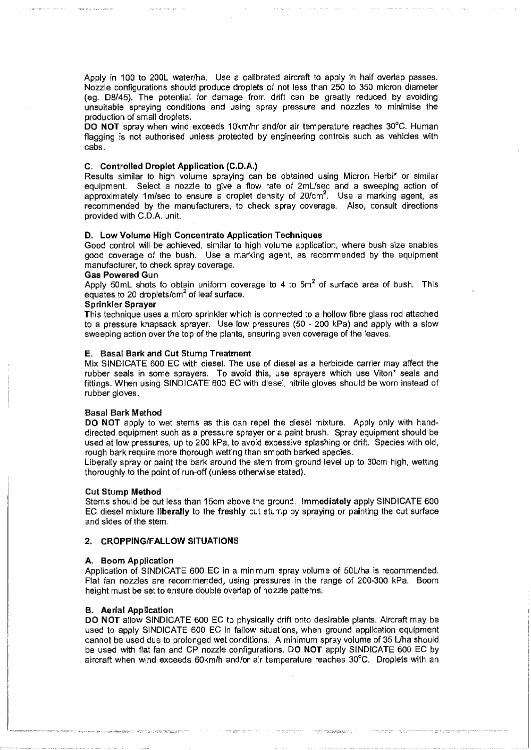Apply in 100 to 200L water/ha. Use a calibrated aircraft to apply in half overlap passes. Nozzle configurations should produce droplets of not less than 250 to 350 micron diameter (eg. D8/45). The potential for damage from drift can be greatly reduced by avoiding unsuitable spraying conditions and using spray pressure and nozzles to minimise the production of small droplets.

**DO NOT** spray when wind exceeds 10km/hr and/or air temperature reaches 30°C. Human flagging is not authorised unless protected by engineering controls such as vehicles with cabs.

**C. Controlled Droplet Application (C.D.A.)**

Results similar to high volume spraying can be obtained using Micron Herbi* or similar equipment. Select a nozzle to give a flow rate of 2mL/sec and a sweeping action of approximately 1m/sec to ensure a droplet density of 20/cm$^2$. Use a marking agent, as recommended by the manufacturers, to check spray coverage. Also, consult directions provided with C.D.A. unit.

**D. Low Volume High Concentrate Application Techniques**

Good control will be achieved, similar to high volume application, where bush size enables good coverage of the bush. Use a marking agent, as recommended by the equipment manufacturer, to check spray coverage.

**Gas Powered Gun**

Apply 50mL shots to obtain uniform coverage to 4 to 5m$^2$ of surface area of bush. This equates to 20 droplets/cm$^2$ of leaf surface.

**Sprinkler Sprayer**

This technique uses a micro sprinkler which is connected to a hollow fibre glass rod attached to a pressure knapsack sprayer. Use low pressures (50 - 200 kPa) and apply with a slow sweeping action over the top of the plants, ensuring even coverage of the leaves.

**E. Basal Bark and Cut Stump Treatment**

Mix SINDICATE 600 EC with diesel. The use of diesel as a herbicide carrier may affect the rubber seals in some sprayers. To avoid this, use sprayers which use Viton* seals and fittings. When using SINDICATE 600 EC with diesel, nitrile gloves should be worn instead of rubber gloves.

**Basal Bark Method**

**DO NOT** apply to wet stems as this can repel the diesel mixture. Apply only with hand-directed equipment such as a pressure sprayer or a paint brush. Spray equipment should be used at low pressures, up to 200 kPa, to avoid excessive splashing or drift. Species with old, rough bark require more thorough wetting than smooth barked species.

Liberally spray or paint the bark around the stem from ground level up to 30cm high, wetting thoroughly to the point of run-off (unless otherwise stated).

**Cut Stump Method**

Stems should be cut less than 15cm above the ground. **Immediately** apply SINDICATE 600 EC diesel mixture **liberally** to the **freshly** cut stump by spraying or painting the cut surface and sides of the stem.

## 2. CROPPING/FALLOW SITUATIONS

**A. Boom Application**

Application of SINDICATE 600 EC in a minimum spray volume of 50L/ha is recommended. Flat fan nozzles are recommended, using pressures in the range of 200-300 kPa. Boom height must be set to ensure double overlap of nozzle patterns.

**B. Aerial Application**

**DO NOT** allow SINDICATE 600 EC to physically drift onto desirable plants. Aircraft may be used to apply SINDICATE 600 EC in fallow situations, when ground application equipment cannot be used due to prolonged wet conditions. A minimum spray volume of 35 L/ha should be used with flat fan and CP nozzle configurations. **DO NOT** apply SINDICATE 600 EC by aircraft when wind exceeds 60km/h and/or air temperature reaches 30°C. Droplets with an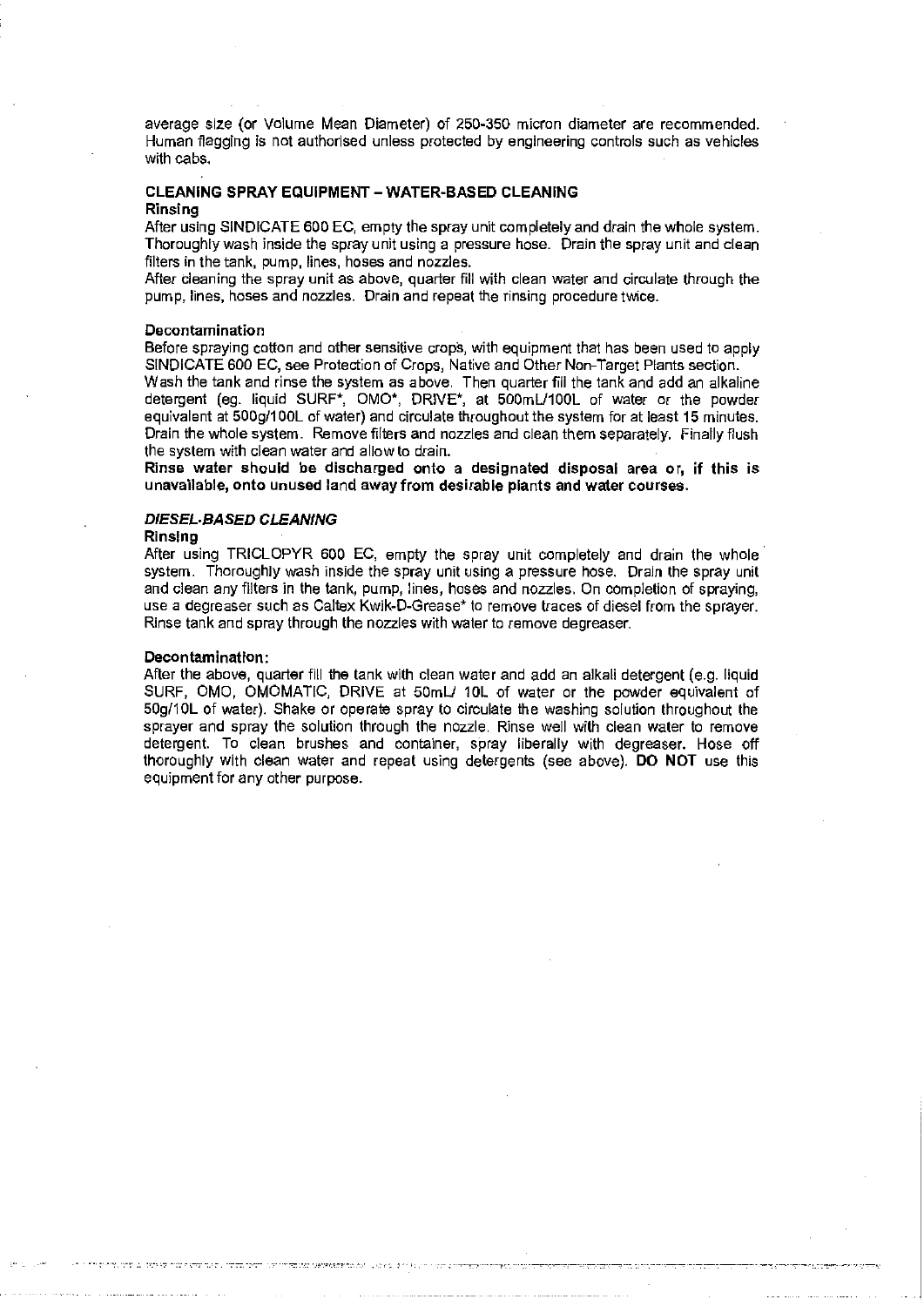average size (or Volume Mean Diameter) of 250-350 micron diameter are recommended. Human flagging is not authorised unless protected by engineering controls such as vehicles with cabs.

## CLEANING SPRAY EQUIPMENT – WATER-BASED CLEANING

### Rinsing

After using SINDICATE 600 EC, empty the spray unit completely and drain the whole system. Thoroughly wash inside the spray unit using a pressure hose. Drain the spray unit and clean filters in the tank, pump, lines, hoses and nozzles.

After cleaning the spray unit as above, quarter fill with clean water and circulate through the pump, lines, hoses and nozzles. Drain and repeat the rinsing procedure twice.

### Decontamination

Before spraying cotton and other sensitive crops, with equipment that has been used to apply SINDICATE 600 EC, see Protection of Crops, Native and Other Non-Target Plants section.

Wash the tank and rinse the system as above. Then quarter fill the tank and add an alkaline detergent (eg. liquid SURF*, OMO*, DRIVE*, at 500mL/100L of water or the powder equivalent at 500g/100L of water) and circulate throughout the system for at least 15 minutes. Drain the whole system. Remove filters and nozzles and clean them separately. Finally flush the system with clean water and allow to drain.

**Rinse water should be discharged onto a designated disposal area or, if this is unavailable, onto unused land away from desirable plants and water courses.**

## *DIESEL-BASED CLEANING*

### Rinsing

After using TRICLOPYR 600 EC, empty the spray unit completely and drain the whole system. Thoroughly wash inside the spray unit using a pressure hose. Drain the spray unit and clean any filters in the tank, pump, lines, hoses and nozzles. On completion of spraying, use a degreaser such as Caltex Kwik-D-Grease* to remove traces of diesel from the sprayer. Rinse tank and spray through the nozzles with water to remove degreaser.

### Decontamination:

After the above, quarter fill the tank with clean water and add an alkali detergent (e.g. liquid SURF, OMO, OMOMATIC, DRIVE at 50mL/ 10L of water or the powder equivalent of 50g/10L of water). Shake or operate spray to circulate the washing solution throughout the sprayer and spray the solution through the nozzle. Rinse well with clean water to remove detergent. To clean brushes and container, spray liberally with degreaser. Hose off thoroughly with clean water and repeat using detergents (see above). **DO NOT** use this equipment for any other purpose.